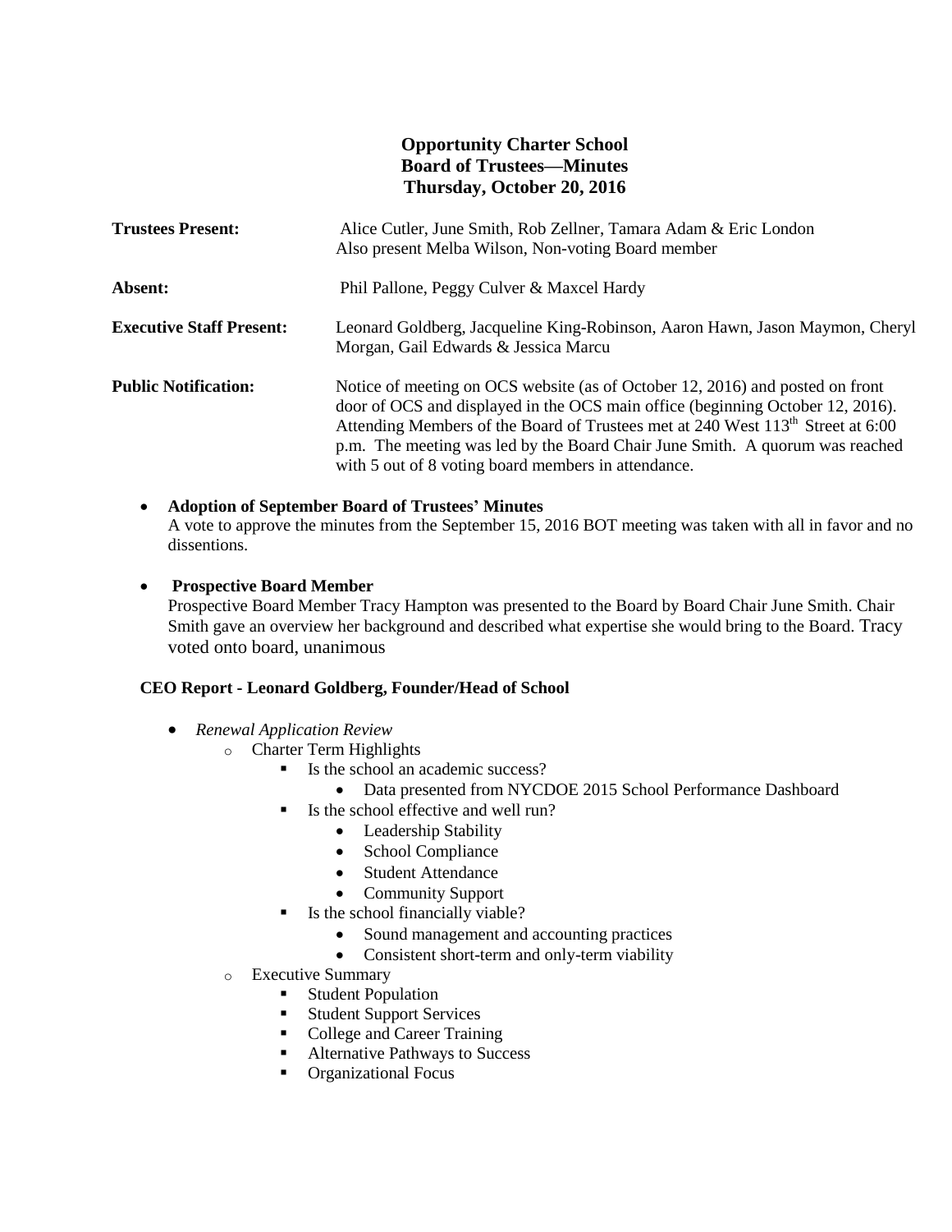**Opportunity Charter School**
**Board of Trustees—Minutes**
**Thursday, October 20, 2016**

| | |
|---|---|
| **Trustees Present:** | Alice Cutler, June Smith, Rob Zellner, Tamara Adam & Eric London<br>Also present Melba Wilson, Non-voting Board member |
| **Absent:** | Phil Pallone, Peggy Culver & Maxcel Hardy |
| **Executive Staff Present:** | Leonard Goldberg, Jacqueline King-Robinson, Aaron Hawn, Jason Maymon, Cheryl Morgan, Gail Edwards & Jessica Marcu |
| **Public Notification:** | Notice of meeting on OCS website (as of October 12, 2016) and posted on front door of OCS and displayed in the OCS main office (beginning October 12, 2016). Attending Members of the Board of Trustees met at 240 West 113th Street at 6:00 p.m. The meeting was led by the Board Chair June Smith. A quorum was reached with 5 out of 8 voting board members in attendance. |

- **Adoption of September Board of Trustees' Minutes**
  A vote to approve the minutes from the September 15, 2016 BOT meeting was taken with all in favor and no dissentions.

- **Prospective Board Member**
  Prospective Board Member Tracy Hampton was presented to the Board by Board Chair June Smith. Chair Smith gave an overview her background and described what expertise she would bring to the Board. Tracy voted onto board, unanimous

**CEO Report - Leonard Goldberg, Founder/Head of School**

- *Renewal Application Review*
  - Charter Term Highlights
    - Is the school an academic success?
      - Data presented from NYCDOE 2015 School Performance Dashboard
    - Is the school effective and well run?
      - Leadership Stability
      - School Compliance
      - Student Attendance
      - Community Support
    - Is the school financially viable?
      - Sound management and accounting practices
      - Consistent short-term and only-term viability
  - Executive Summary
    - Student Population
    - Student Support Services
    - College and Career Training
    - Alternative Pathways to Success
    - Organizational Focus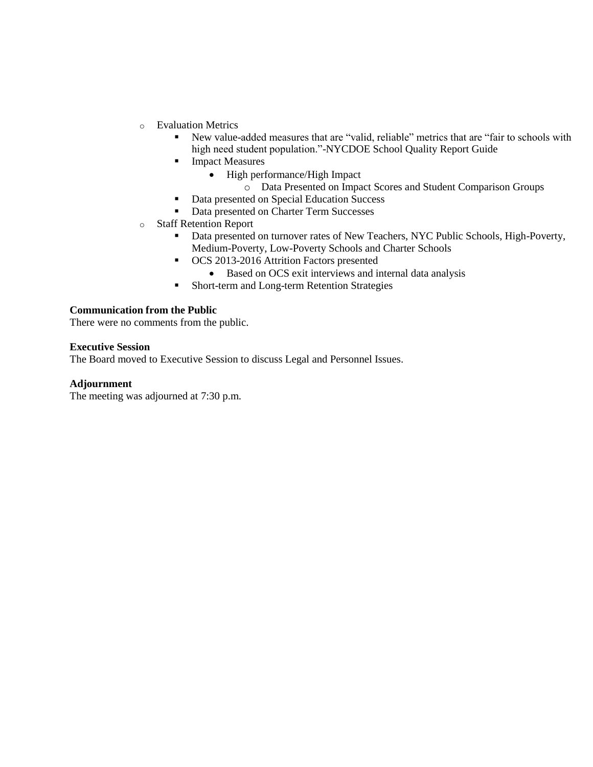- Evaluation Metrics
  - New value-added measures that are "valid, reliable" metrics that are "fair to schools with high need student population."-NYCDOE School Quality Report Guide
  - Impact Measures
    - High performance/High Impact
      - Data Presented on Impact Scores and Student Comparison Groups
  - Data presented on Special Education Success
  - Data presented on Charter Term Successes
- Staff Retention Report
  - Data presented on turnover rates of New Teachers, NYC Public Schools, High-Poverty, Medium-Poverty, Low-Poverty Schools and Charter Schools
  - OCS 2013-2016 Attrition Factors presented
    - Based on OCS exit interviews and internal data analysis
  - Short-term and Long-term Retention Strategies

**Communication from the Public**

There were no comments from the public.

**Executive Session**

The Board moved to Executive Session to discuss Legal and Personnel Issues.

**Adjournment**

The meeting was adjourned at 7:30 p.m.